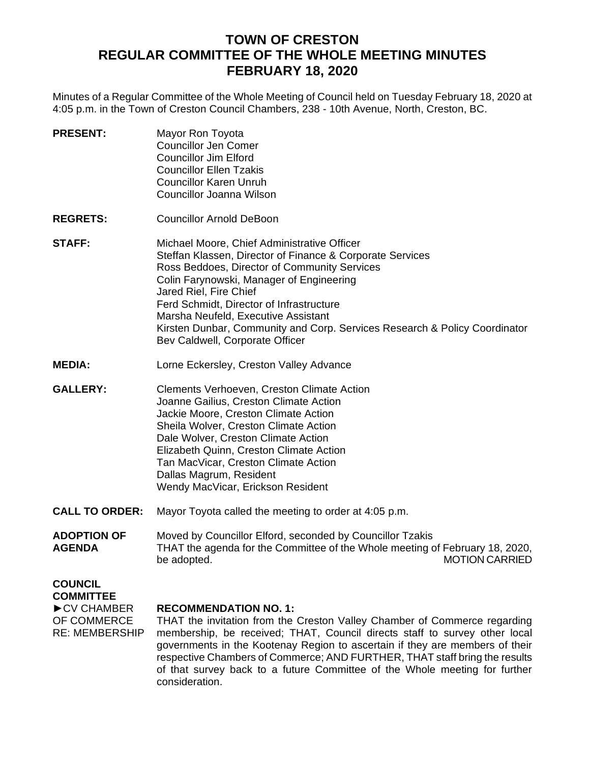# TOWN OF CRESTON
# REGULAR COMMITTEE OF THE WHOLE MEETING MINUTES
# FEBRUARY 18, 2020

Minutes of a Regular Committee of the Whole Meeting of Council held on Tuesday February 18, 2020 at 4:05 p.m. in the Town of Creston Council Chambers, 238 - 10th Avenue, North, Creston, BC.

**PRESENT:**
Mayor Ron Toyota
Councillor Jen Comer
Councillor Jim Elford
Councillor Ellen Tzakis
Councillor Karen Unruh
Councillor Joanna Wilson

**REGRETS:**
Councillor Arnold DeBoon

**STAFF:**
Michael Moore, Chief Administrative Officer
Steffan Klassen, Director of Finance & Corporate Services
Ross Beddoes, Director of Community Services
Colin Farynowski, Manager of Engineering
Jared Riel, Fire Chief
Ferd Schmidt, Director of Infrastructure
Marsha Neufeld, Executive Assistant
Kirsten Dunbar, Community and Corp. Services Research & Policy Coordinator
Bev Caldwell, Corporate Officer

**MEDIA:**
Lorne Eckersley, Creston Valley Advance

**GALLERY:**
Clements Verhoeven, Creston Climate Action
Joanne Gailius, Creston Climate Action
Jackie Moore, Creston Climate Action
Sheila Wolver, Creston Climate Action
Dale Wolver, Creston Climate Action
Elizabeth Quinn, Creston Climate Action
Tan MacVicar, Creston Climate Action
Dallas Magrum, Resident
Wendy MacVicar, Erickson Resident

**CALL TO ORDER:**
Mayor Toyota called the meeting to order at 4:05 p.m.

**ADOPTION OF AGENDA**
Moved by Councillor Elford, seconded by Councillor Tzakis
THAT the agenda for the Committee of the Whole meeting of February 18, 2020, be adopted.
MOTION CARRIED

**COUNCIL COMMITTEE**

►CV CHAMBER OF COMMERCE RE: MEMBERSHIP

**RECOMMENDATION NO. 1:**
THAT the invitation from the Creston Valley Chamber of Commerce regarding membership, be received; THAT, Council directs staff to survey other local governments in the Kootenay Region to ascertain if they are members of their respective Chambers of Commerce; AND FURTHER, THAT staff bring the results of that survey back to a future Committee of the Whole meeting for further consideration.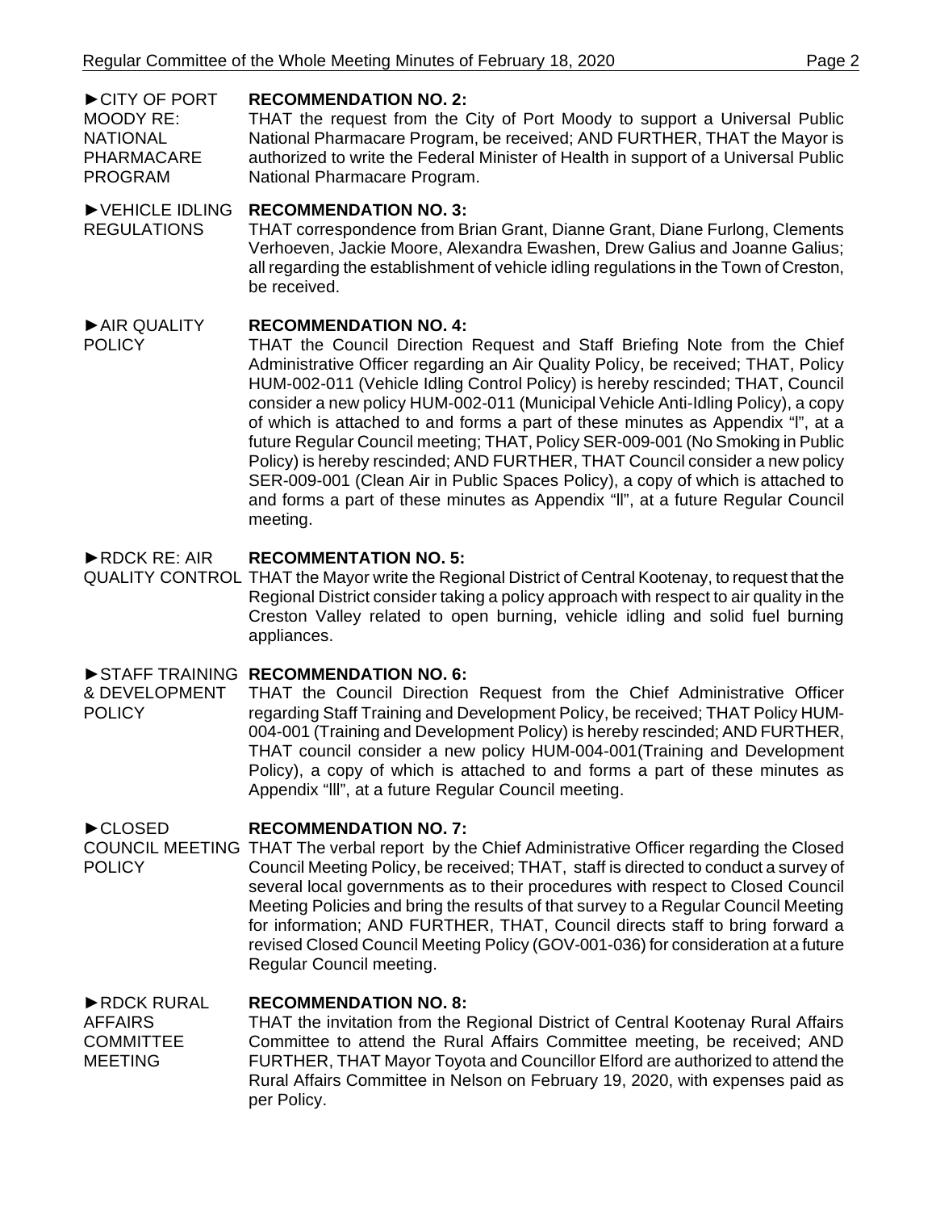►CITY OF PORT MOODY RE: NATIONAL PHARMACARE PROGRAM

**RECOMMENDATION NO. 2:**
THAT the request from the City of Port Moody to support a Universal Public National Pharmacare Program, be received; AND FURTHER, THAT the Mayor is authorized to write the Federal Minister of Health in support of a Universal Public National Pharmacare Program.

►VEHICLE IDLING REGULATIONS

**RECOMMENDATION NO. 3:**
THAT correspondence from Brian Grant, Dianne Grant, Diane Furlong, Clements Verhoeven, Jackie Moore, Alexandra Ewashen, Drew Galius and Joanne Galius; all regarding the establishment of vehicle idling regulations in the Town of Creston, be received.

►AIR QUALITY POLICY

**RECOMMENDATION NO. 4:**
THAT the Council Direction Request and Staff Briefing Note from the Chief Administrative Officer regarding an Air Quality Policy, be received; THAT, Policy HUM-002-011 (Vehicle Idling Control Policy) is hereby rescinded; THAT, Council consider a new policy HUM-002-011 (Municipal Vehicle Anti-Idling Policy), a copy of which is attached to and forms a part of these minutes as Appendix "I", at a future Regular Council meeting; THAT, Policy SER-009-001 (No Smoking in Public Policy) is hereby rescinded; AND FURTHER, THAT Council consider a new policy SER-009-001 (Clean Air in Public Spaces Policy), a copy of which is attached to and forms a part of these minutes as Appendix "II", at a future Regular Council meeting.

►RDCK RE: AIR QUALITY CONTROL

**RECOMMENTATION NO. 5:**
THAT the Mayor write the Regional District of Central Kootenay, to request that the Regional District consider taking a policy approach with respect to air quality in the Creston Valley related to open burning, vehicle idling and solid fuel burning appliances.

►STAFF TRAINING & DEVELOPMENT POLICY

**RECOMMENDATION NO. 6:**
THAT the Council Direction Request from the Chief Administrative Officer regarding Staff Training and Development Policy, be received; THAT Policy HUM-004-001 (Training and Development Policy) is hereby rescinded; AND FURTHER, THAT council consider a new policy HUM-004-001(Training and Development Policy), a copy of which is attached to and forms a part of these minutes as Appendix "III", at a future Regular Council meeting.

►CLOSED COUNCIL MEETING POLICY

**RECOMMENDATION NO. 7:**
THAT The verbal report by the Chief Administrative Officer regarding the Closed Council Meeting Policy, be received; THAT, staff is directed to conduct a survey of several local governments as to their procedures with respect to Closed Council Meeting Policies and bring the results of that survey to a Regular Council Meeting for information; AND FURTHER, THAT, Council directs staff to bring forward a revised Closed Council Meeting Policy (GOV-001-036) for consideration at a future Regular Council meeting.

►RDCK RURAL AFFAIRS COMMITTEE MEETING

**RECOMMENDATION NO. 8:**
THAT the invitation from the Regional District of Central Kootenay Rural Affairs Committee to attend the Rural Affairs Committee meeting, be received; AND FURTHER, THAT Mayor Toyota and Councillor Elford are authorized to attend the Rural Affairs Committee in Nelson on February 19, 2020, with expenses paid as per Policy.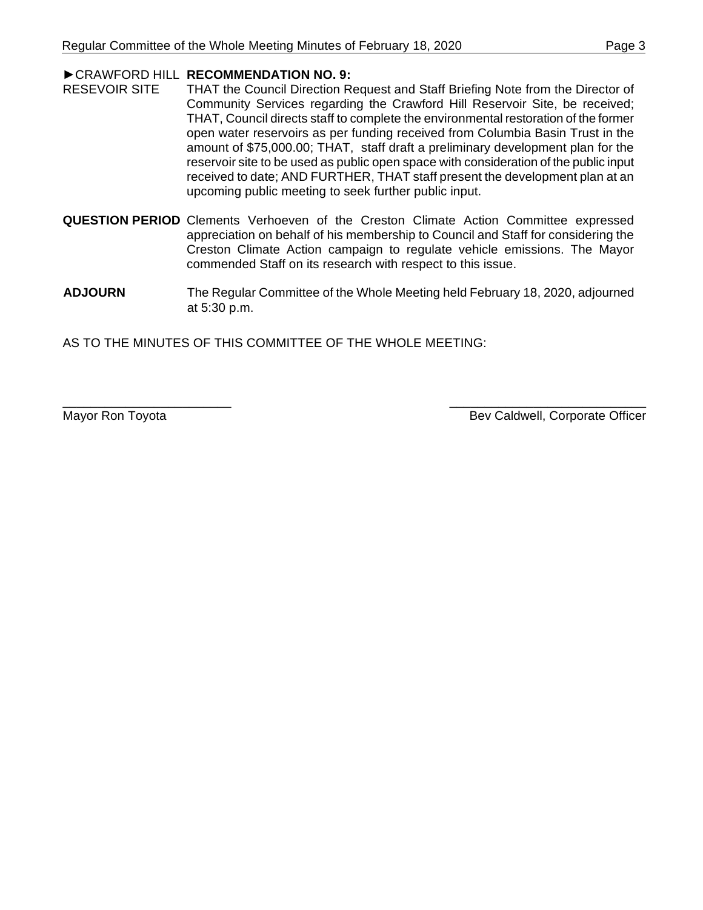►CRAWFORD HILL RESEVOIR SITE **RECOMMENDATION NO. 9:**
THAT the Council Direction Request and Staff Briefing Note from the Director of Community Services regarding the Crawford Hill Reservoir Site, be received; THAT, Council directs staff to complete the environmental restoration of the former open water reservoirs as per funding received from Columbia Basin Trust in the amount of $75,000.00; THAT, staff draft a preliminary development plan for the reservoir site to be used as public open space with consideration of the public input received to date; AND FURTHER, THAT staff present the development plan at an upcoming public meeting to seek further public input.

**QUESTION PERIOD** Clements Verhoeven of the Creston Climate Action Committee expressed appreciation on behalf of his membership to Council and Staff for considering the Creston Climate Action campaign to regulate vehicle emissions. The Mayor commended Staff on its research with respect to this issue.

**ADJOURN** The Regular Committee of the Whole Meeting held February 18, 2020, adjourned at 5:30 p.m.

AS TO THE MINUTES OF THIS COMMITTEE OF THE WHOLE MEETING:

\_\_\_\_\_\_\_\_\_\_\_\_\_\_\_\_\_\_\_\_\_\_\_\_
Mayor Ron Toyota

\_\_\_\_\_\_\_\_\_\_\_\_\_\_\_\_\_\_\_\_\_\_\_\_\_\_\_\_
Bev Caldwell, Corporate Officer